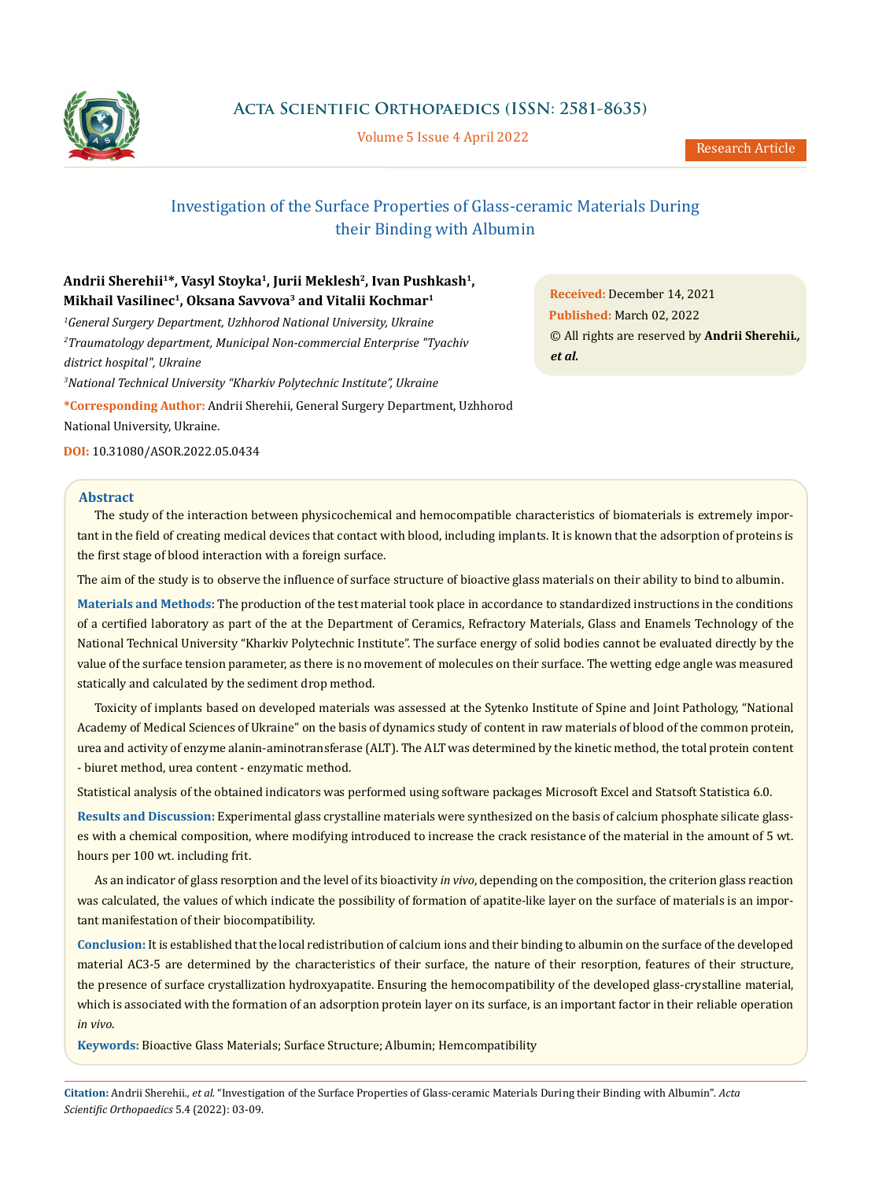# Investigation of the Surface Properties of Glass-ceramic Materials During their Binding with Albumin

**Andrii Sherehii[1]*, Vasyl Stoyka[1], Jurii Meklesh[2], Ivan Pushkash[1], Mikhail Vasilinec[1], Oksana Savvova[3] and Vitalii Kochmar[1]**

*[1]General Surgery Department, Uzhhorod National University, Ukraine*

*[2]Traumatology department, Municipal Non-commercial Enterprise "Tyachiv district hospital", Ukraine*

*[3]National Technical University "Kharkiv Polytechnic Institute", Ukraine*

***Corresponding Author:** Andrii Sherehii, General Surgery Department, Uzhhorod National University, Ukraine.

**DOI:** 10.31080/ASOR.2022.05.0434

**Received:** December 14, 2021
**Published:** March 02, 2022
© All rights are reserved by **Andrii Sherehii., *et al.***

## Abstract

The study of the interaction between physicochemical and hemocompatible characteristics of biomaterials is extremely important in the field of creating medical devices that contact with blood, including implants. It is known that the adsorption of proteins is the first stage of blood interaction with a foreign surface.

The aim of the study is to observe the influence of surface structure of bioactive glass materials on their ability to bind to albumin.

**Materials and Methods:** The production of the test material took place in accordance to standardized instructions in the conditions of a certified laboratory as part of the at the Department of Ceramics, Refractory Materials, Glass and Enamels Technology of the National Technical University "Kharkiv Polytechnic Institute". The surface energy of solid bodies cannot be evaluated directly by the value of the surface tension parameter, as there is no movement of molecules on their surface. The wetting edge angle was measured statically and calculated by the sediment drop method.

Toxicity of implants based on developed materials was assessed at the Sytenko Institute of Spine and Joint Pathology, "National Academy of Medical Sciences of Ukraine" on the basis of dynamics study of content in raw materials of blood of the common protein, urea and activity of enzyme alanin-aminotransferase (ALT). The ALT was determined by the kinetic method, the total protein content - biuret method, urea content - enzymatic method.

Statistical analysis of the obtained indicators was performed using software packages Microsoft Excel and Statsoft Statistica 6.0.

**Results and Discussion:** Experimental glass crystalline materials were synthesized on the basis of calcium phosphate silicate glasses with a chemical composition, where modifying introduced to increase the crack resistance of the material in the amount of 5 wt. hours per 100 wt. including frit.

As an indicator of glass resorption and the level of its bioactivity *in vivo*, depending on the composition, the criterion glass reaction was calculated, the values of which indicate the possibility of formation of apatite-like layer on the surface of materials is an important manifestation of their biocompatibility.

**Conclusion:** It is established that the local redistribution of calcium ions and their binding to albumin on the surface of the developed material AC3-5 are determined by the characteristics of their surface, the nature of their resorption, features of their structure, the presence of surface crystallization hydroxyapatite. Ensuring the hemocompatibility of the developed glass-crystalline material, which is associated with the formation of an adsorption protein layer on its surface, is an important factor in their reliable operation *in vivo*.

**Keywords:** Bioactive Glass Materials; Surface Structure; Albumin; Hemcompatibility

**Citation:** Andrii Sherehii., *et al.* "Investigation of the Surface Properties of Glass-ceramic Materials During their Binding with Albumin". *Acta Scientific Orthopaedics* 5.4 (2022): 03-09.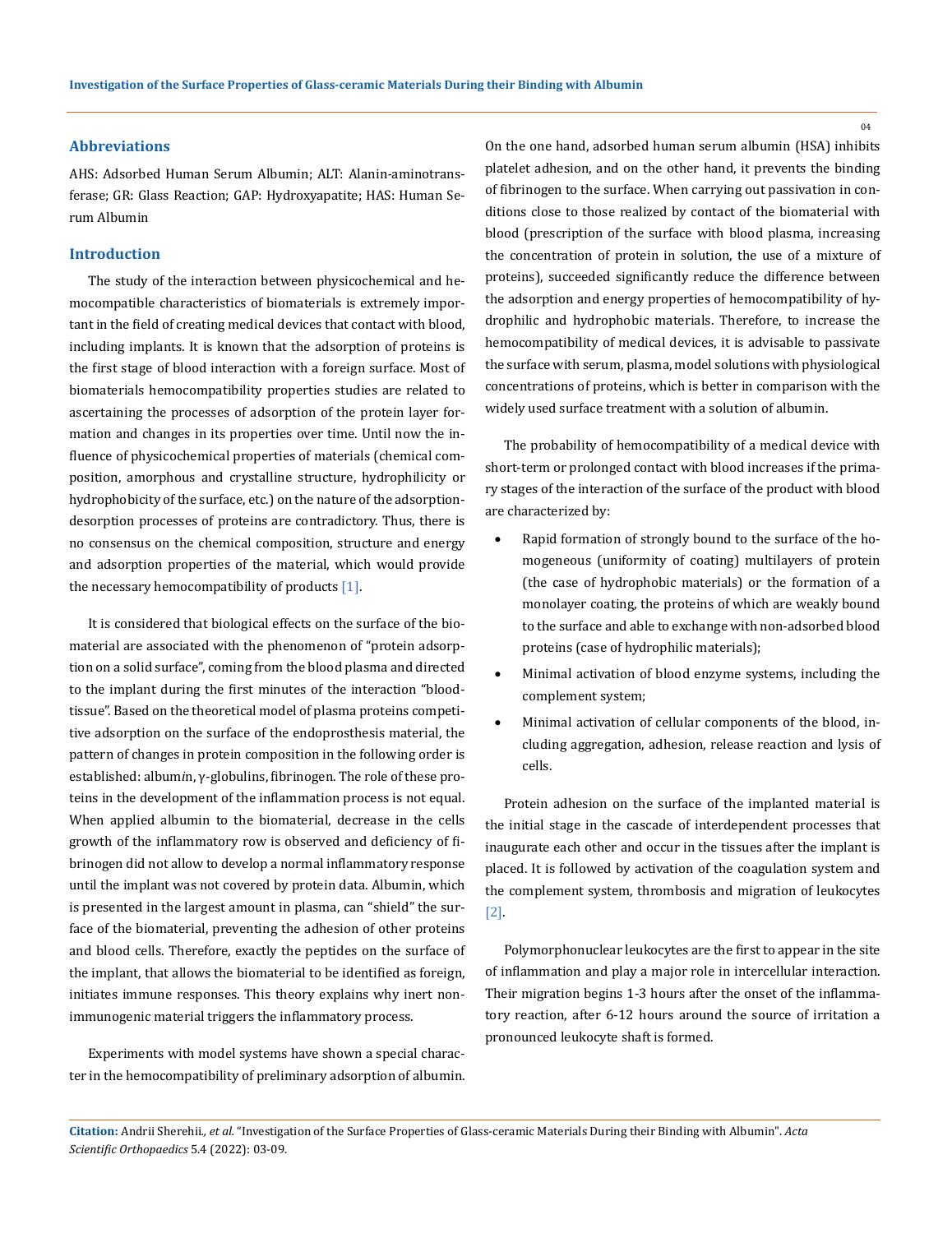## Abbreviations

AHS: Adsorbed Human Serum Albumin; ALT: Alanin-aminotransferase; GR: Glass Reaction; GAP: Hydroxyapatite; HAS: Human Serum Albumin

## Introduction

The study of the interaction between physicochemical and hemocompatible characteristics of biomaterials is extremely important in the field of creating medical devices that contact with blood, including implants. It is known that the adsorption of proteins is the first stage of blood interaction with a foreign surface. Most of biomaterials hemocompatibility properties studies are related to ascertaining the processes of adsorption of the protein layer formation and changes in its properties over time. Until now the influence of physicochemical properties of materials (chemical composition, amorphous and crystalline structure, hydrophilicity or hydrophobicity of the surface, etc.) on the nature of the adsorption-desorption processes of proteins are contradictory. Thus, there is no consensus on the chemical composition, structure and energy and adsorption properties of the material, which would provide the necessary hemocompatibility of products [1].

It is considered that biological effects on the surface of the biomaterial are associated with the phenomenon of "protein adsorption on a solid surface", coming from the blood plasma and directed to the implant during the first minutes of the interaction "blood-tissue". Based on the theoretical model of plasma proteins competitive adsorption on the surface of the endoprosthesis material, the pattern of changes in protein composition in the following order is established: album*i*n, γ-globulins, fibrinogen. The role of these proteins in the development of the inflammation process is not equal. When applied albumin to the biomaterial, decrease in the cells growth of the inflammatory row is observed and deficiency of fibrinogen did not allow to develop a normal inflammatory response until the implant was not covered by protein data. Albumin, which is presented in the largest amount in plasma, can "shield" the surface of the biomaterial, preventing the adhesion of other proteins and blood cells. Therefore, exactly the peptides on the surface of the implant, that allows the biomaterial to be identified as foreign, initiates immune responses. This theory explains why inert non-immunogenic material triggers the inflammatory process.

Experiments with model systems have shown a special character in the hemocompatibility of preliminary adsorption of albumin. On the one hand, adsorbed human serum albumin (HSA) inhibits platelet adhesion, and on the other hand, it prevents the binding of fibrinogen to the surface. When carrying out passivation in conditions close to those realized by contact of the biomaterial with blood (prescription of the surface with blood plasma, increasing the concentration of protein in solution, the use of a mixture of proteins), succeeded significantly reduce the difference between the adsorption and energy properties of hemocompatibility of hydrophilic and hydrophobic materials. Therefore, to increase the hemocompatibility of medical devices, it is advisable to passivate the surface with serum, plasma, model solutions with physiological concentrations of proteins, which is better in comparison with the widely used surface treatment with a solution of albumin.

The probability of hemocompatibility of a medical device with short-term or prolonged contact with blood increases if the primary stages of the interaction of the surface of the product with blood are characterized by:

- Rapid formation of strongly bound to the surface of the homogeneous (uniformity of coating) multilayers of protein (the case of hydrophobic materials) or the formation of a monolayer coating, the proteins of which are weakly bound to the surface and able to exchange with non-adsorbed blood proteins (case of hydrophilic materials);
- Minimal activation of blood enzyme systems, including the complement system;
- Minimal activation of cellular components of the blood, including aggregation, adhesion, release reaction and lysis of cells.

Protein adhesion on the surface of the implanted material is the initial stage in the cascade of interdependent processes that inaugurate each other and occur in the tissues after the implant is placed. It is followed by activation of the coagulation system and the complement system, thrombosis and migration of leukocytes [2].

Polymorphonuclear leukocytes are the first to appear in the site of inflammation and play a major role in intercellular interaction. Their migration begins 1-3 hours after the onset of the inflammatory reaction, after 6-12 hours around the source of irritation a pronounced leukocyte shaft is formed.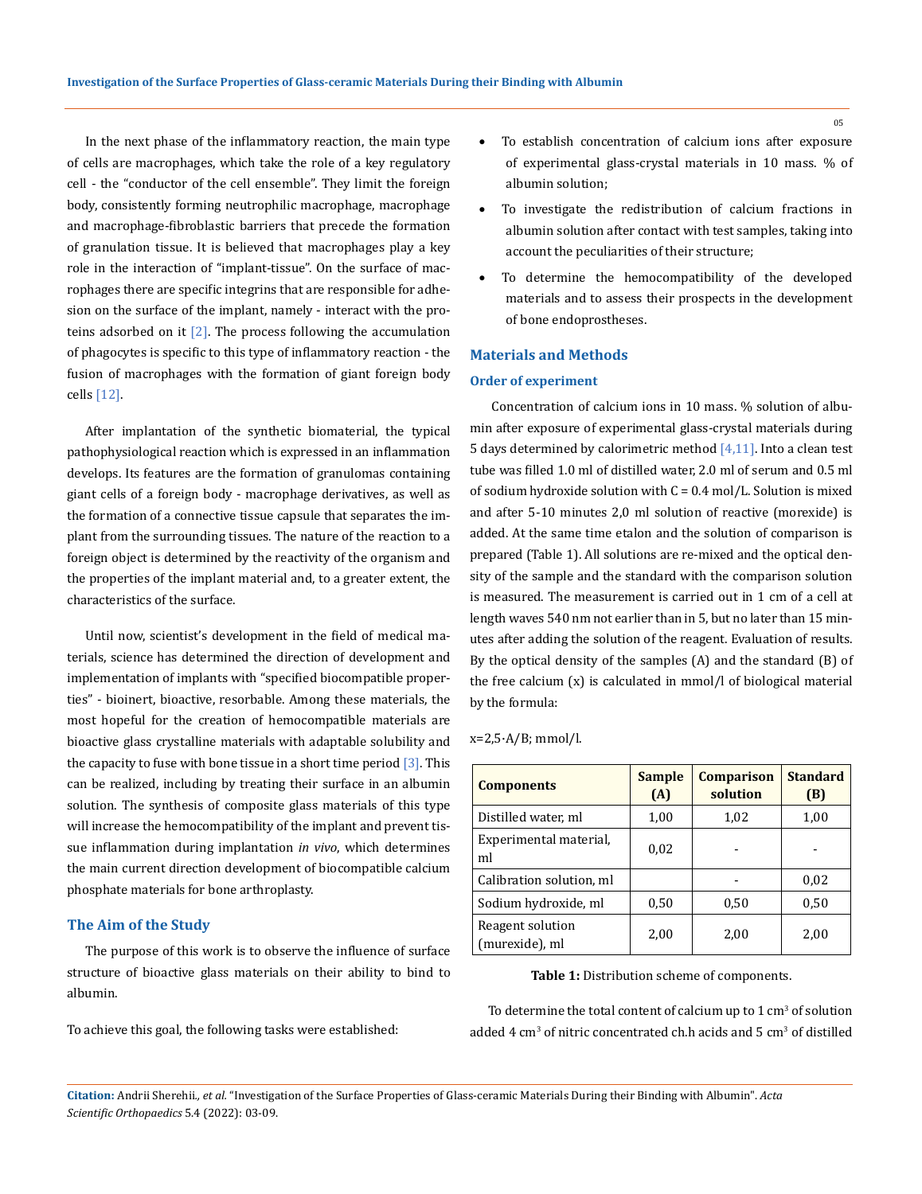In the next phase of the inflammatory reaction, the main type of cells are macrophages, which take the role of a key regulatory cell - the "conductor of the cell ensemble". They limit the foreign body, consistently forming neutrophilic macrophage, macrophage and macrophage-fibroblastic barriers that precede the formation of granulation tissue. It is believed that macrophages play a key role in the interaction of "implant-tissue". On the surface of macrophages there are specific integrins that are responsible for adhesion on the surface of the implant, namely - interact with the proteins adsorbed on it [2]. The process following the accumulation of phagocytes is specific to this type of inflammatory reaction - the fusion of macrophages with the formation of giant foreign body cells [12].

After implantation of the synthetic biomaterial, the typical pathophysiological reaction which is expressed in an inflammation develops. Its features are the formation of granulomas containing giant cells of a foreign body - macrophage derivatives, as well as the formation of a connective tissue capsule that separates the implant from the surrounding tissues. The nature of the reaction to a foreign object is determined by the reactivity of the organism and the properties of the implant material and, to a greater extent, the characteristics of the surface.

Until now, scientist's development in the field of medical materials, science has determined the direction of development and implementation of implants with "specified biocompatible properties" - bioinert, bioactive, resorbable. Among these materials, the most hopeful for the creation of hemocompatible materials are bioactive glass crystalline materials with adaptable solubility and the capacity to fuse with bone tissue in a short time period [3]. This can be realized, including by treating their surface in an albumin solution. The synthesis of composite glass materials of this type will increase the hemocompatibility of the implant and prevent tissue inflammation during implantation *in vivo*, which determines the main current direction development of biocompatible calcium phosphate materials for bone arthroplasty.

## The Aim of the Study

The purpose of this work is to observe the influence of surface structure of bioactive glass materials on their ability to bind to albumin.

To achieve this goal, the following tasks were established:

- To establish concentration of calcium ions after exposure of experimental glass-crystal materials in 10 mass. % of albumin solution;
- To investigate the redistribution of calcium fractions in albumin solution after contact with test samples, taking into account the peculiarities of their structure;
- To determine the hemocompatibility of the developed materials and to assess their prospects in the development of bone endoprostheses.

## Materials and Methods

### Order of experiment

Concentration of calcium ions in 10 mass. % solution of albumin after exposure of experimental glass-crystal materials during 5 days determined by calorimetric method [4,11]. Into a clean test tube was filled 1.0 ml of distilled water, 2.0 ml of serum and 0.5 ml of sodium hydroxide solution with C = 0.4 mol/L. Solution is mixed and after 5-10 minutes 2,0 ml solution of reactive (morexide) is added. At the same time etalon and the solution of comparison is prepared (Table 1). All solutions are re-mixed and the optical density of the sample and the standard with the comparison solution is measured. The measurement is carried out in 1 cm of a cell at length waves 540 nm not earlier than in 5, but no later than 15 minutes after adding the solution of the reagent. Evaluation of results. By the optical density of the samples (A) and the standard (B) of the free calcium (x) is calculated in mmol/l of biological material by the formula:

$x=2,5 \cdot A/B$; mmol/l.

| Components | Sample (A) | Comparison solution | Standard (B) |
|---|---|---|---|
| Distilled water, ml | 1,00 | 1,02 | 1,00 |
| Experimental material, ml | 0,02 | - | - |
| Calibration solution, ml | | - | 0,02 |
| Sodium hydroxide, ml | 0,50 | 0,50 | 0,50 |
| Reagent solution (murexide), ml | 2,00 | 2,00 | 2,00 |

**Table 1:** Distribution scheme of components.

To determine the total content of calcium up to 1 $cm^3$ of solution added 4 $cm^3$ of nitric concentrated ch.h acids and 5 $cm^3$ of distilled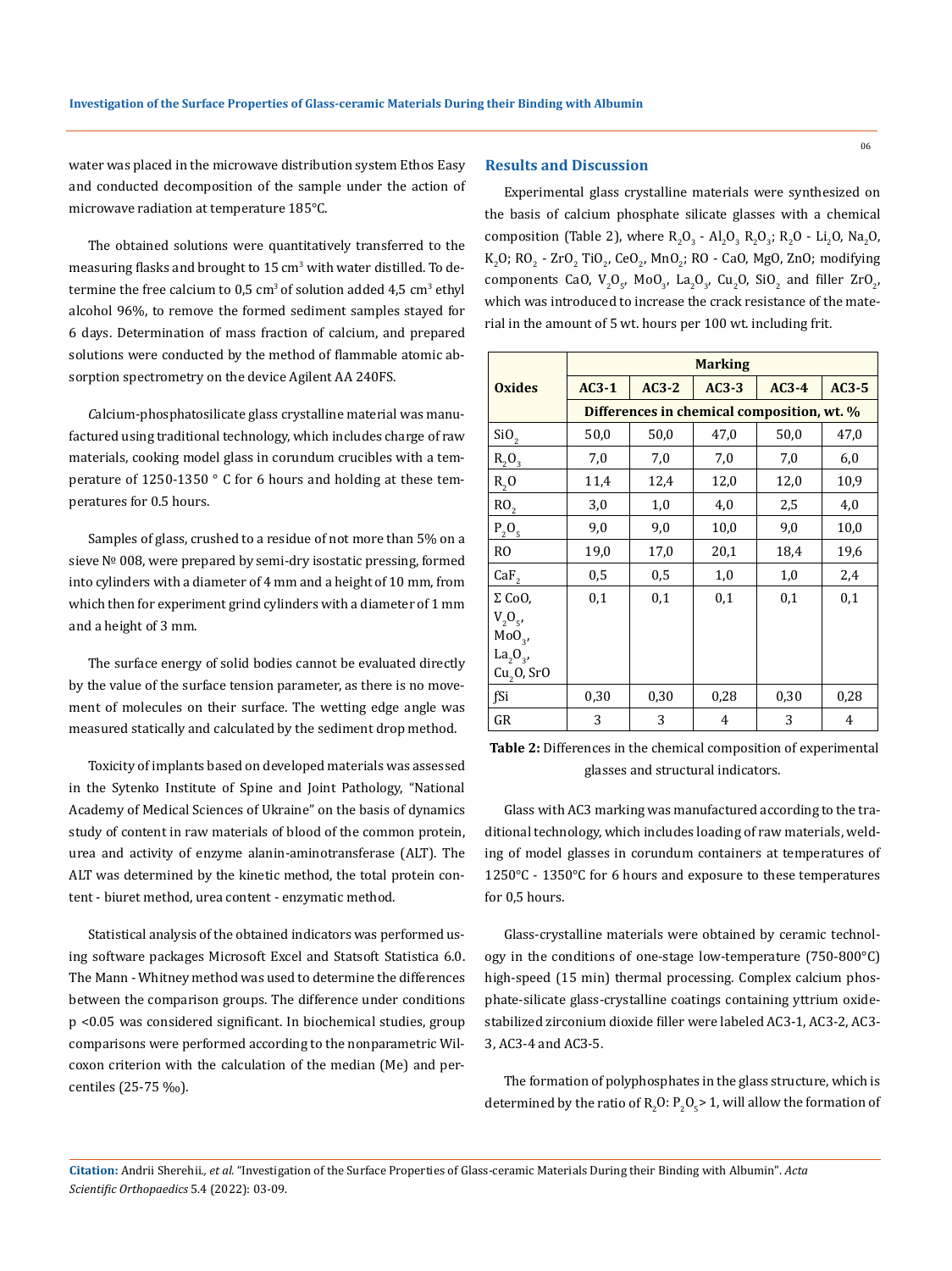water was placed in the microwave distribution system Ethos Easy and conducted decomposition of the sample under the action of microwave radiation at temperature 185°C.

The obtained solutions were quantitatively transferred to the measuring flasks and brought to 15 $cm^3$ with water distilled. To determine the free calcium to 0,5 $cm^3$ of solution added 4,5 $cm^3$ ethyl alcohol 96%, to remove the formed sediment samples stayed for 6 days. Determination of mass fraction of calcium, and prepared solutions were conducted by the method of flammable atomic absorption spectrometry on the device Agilent AA 240FS.

Calcium-phosphatosilicate glass crystalline material was manufactured using traditional technology, which includes charge of raw materials, cooking model glass in corundum crucibles with a temperature of 1250-1350 ° C for 6 hours and holding at these temperatures for 0.5 hours.

Samples of glass, crushed to a residue of not more than 5% on a sieve № 008, were prepared by semi-dry isostatic pressing, formed into cylinders with a diameter of 4 mm and a height of 10 mm, from which then for experiment grind cylinders with a diameter of 1 mm and a height of 3 mm.

The surface energy of solid bodies cannot be evaluated directly by the value of the surface tension parameter, as there is no movement of molecules on their surface. The wetting edge angle was measured statically and calculated by the sediment drop method.

Toxicity of implants based on developed materials was assessed in the Sytenko Institute of Spine and Joint Pathology, "National Academy of Medical Sciences of Ukraine" on the basis of dynamics study of content in raw materials of blood of the common protein, urea and activity of enzyme alanin-aminotransferase (ALT). The ALT was determined by the kinetic method, the total protein content - biuret method, urea content - enzymatic method.

Statistical analysis of the obtained indicators was performed using software packages Microsoft Excel and Statsoft Statistica 6.0. The Mann - Whitney method was used to determine the differences between the comparison groups. The difference under conditions $p < 0.05$ was considered significant. In biochemical studies, group comparisons were performed according to the nonparametric Wilcoxon criterion with the calculation of the median (Me) and percentiles (25-75 ‰).

## Results and Discussion

Experimental glass crystalline materials were synthesized on the basis of calcium phosphate silicate glasses with a chemical composition (Table 2), where $R_2O_3$ - $Al_2O_3$ $R_2O_3$; $R_2O$ - $Li_2O$, $Na_2O$, $K_2O$; $RO_2$ - $ZrO_2$ $TiO_2$, $CeO_2$, $MnO_2$; RO - CaO, MgO, ZnO; modifying components CaO, $V_2O_5$, $MoO_3$, $La_2O_3$, $Cu_2O$, $SiO_2$ and filler $ZrO_2$, which was introduced to increase the crack resistance of the material in the amount of 5 wt. hours per 100 wt. including frit.

| Oxides | Marking | | | | |
|---|---|---|---|---|---|
| | AC3-1 | AC3-2 | AC3-3 | AC3-4 | AC3-5 |
| | Differences in chemical composition, wt. % | | | | |
| $SiO_2$ | 50,0 | 50,0 | 47,0 | 50,0 | 47,0 |
| $R_2O_3$ | 7,0 | 7,0 | 7,0 | 7,0 | 6,0 |
| $R_2O$ | 11,4 | 12,4 | 12,0 | 12,0 | 10,9 |
| $RO_2$ | 3,0 | 1,0 | 4,0 | 2,5 | 4,0 |
| $P_2O_5$ | 9,0 | 9,0 | 10,0 | 9,0 | 10,0 |
| RO | 19,0 | 17,0 | 20,1 | 18,4 | 19,6 |
| $CaF_2$ | 0,5 | 0,5 | 1,0 | 1,0 | 2,4 |
| Σ CoO, $V_2O_5$, $MoO_3$, $La_2O_3$, $Cu_2O$, SrO | 0,1 | 0,1 | 0,1 | 0,1 | 0,1 |
| ƒSi | 0,30 | 0,30 | 0,28 | 0,30 | 0,28 |
| GR | 3 | 3 | 4 | 3 | 4 |

**Table 2:** Differences in the chemical composition of experimental glasses and structural indicators.

Glass with AC3 marking was manufactured according to the traditional technology, which includes loading of raw materials, welding of model glasses in corundum containers at temperatures of 1250°C - 1350°C for 6 hours and exposure to these temperatures for 0,5 hours.

Glass-crystalline materials were obtained by ceramic technology in the conditions of one-stage low-temperature (750-800°C) high-speed (15 min) thermal processing. Complex calcium phosphate-silicate glass-crystalline coatings containing yttrium oxide-stabilized zirconium dioxide filler were labeled AC3-1, AC3-2, AC3-3, AC3-4 and AC3-5.

The formation of polyphosphates in the glass structure, which is determined by the ratio of $R_2O$: $P_2O_5$ > 1, will allow the formation of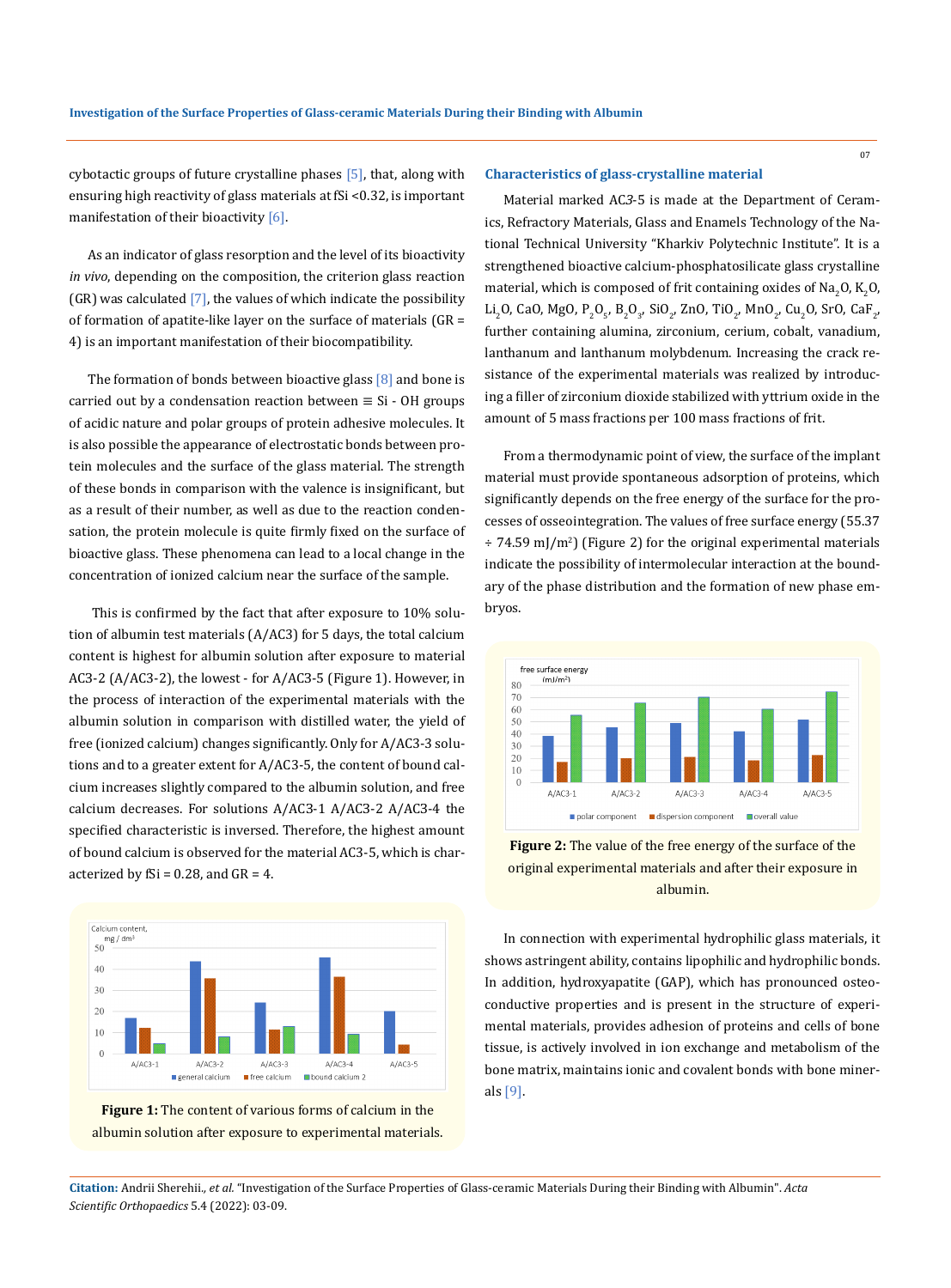cybotactic groups of future crystalline phases [5], that, along with ensuring high reactivity of glass materials at fSi <0.32, is important manifestation of their bioactivity [6].

As an indicator of glass resorption and the level of its bioactivity *in vivo*, depending on the composition, the criterion glass reaction (GR) was calculated [7], the values of which indicate the possibility of formation of apatite-like layer on the surface of materials (GR = 4) is an important manifestation of their biocompatibility.

The formation of bonds between bioactive glass [8] and bone is carried out by a condensation reaction between ≡ Si - OH groups of acidic nature and polar groups of protein adhesive molecules. It is also possible the appearance of electrostatic bonds between protein molecules and the surface of the glass material. The strength of these bonds in comparison with the valence is insignificant, but as a result of their number, as well as due to the reaction condensation, the protein molecule is quite firmly fixed on the surface of bioactive glass. These phenomena can lead to a local change in the concentration of ionized calcium near the surface of the sample.

This is confirmed by the fact that after exposure to 10% solution of albumin test materials (A/AC3) for 5 days, the total calcium content is highest for albumin solution after exposure to material AC3-2 (A/AC3-2), the lowest - for A/AC3-5 (Figure 1). However, in the process of interaction of the experimental materials with the albumin solution in comparison with distilled water, the yield of free (ionized calcium) changes significantly. Only for A/AC3-3 solutions and to a greater extent for A/AC3-5, the content of bound calcium increases slightly compared to the albumin solution, and free calcium decreases. For solutions A/AC3-1 A/AC3-2 A/AC3-4 the specified characteristic is inversed. Therefore, the highest amount of bound calcium is observed for the material AC3-5, which is characterized by fSi = 0.28, and GR = 4.

**Figure 1:** The content of various forms of calcium in the albumin solution after exposure to experimental materials.

## Characteristics of glass-crystalline material

Material marked AC3-5 is made at the Department of Ceramics, Refractory Materials, Glass and Enamels Technology of the National Technical University "Kharkiv Polytechnic Institute". It is a strengthened bioactive calcium-phosphatosilicate glass crystalline material, which is composed of frit containing oxides of $Na_2O$, $K_2O$, $Li_2O$, CaO, MgO, $P_2O_5$, $B_2O_3$, $SiO_2$, ZnO, $TiO_2$, $MnO_2$, $Cu_2O$, SrO, $CaF_2$, further containing alumina, zirconium, cerium, cobalt, vanadium, lanthanum and lanthanum molybdenum. Increasing the crack resistance of the experimental materials was realized by introducing a filler of zirconium dioxide stabilized with yttrium oxide in the amount of 5 mass fractions per 100 mass fractions of frit.

From a thermodynamic point of view, the surface of the implant material must provide spontaneous adsorption of proteins, which significantly depends on the free energy of the surface for the processes of osseointegration. The values of free surface energy (55.37 ÷ 74.59 mJ/m²) (Figure 2) for the original experimental materials indicate the possibility of intermolecular interaction at the boundary of the phase distribution and the formation of new phase embryos.

**Figure 2:** The value of the free energy of the surface of the original experimental materials and after their exposure in albumin.

In connection with experimental hydrophilic glass materials, it shows astringent ability, contains lipophilic and hydrophilic bonds. In addition, hydroxyapatite (GAP), which has pronounced osteoconductive properties and is present in the structure of experimental materials, provides adhesion of proteins and cells of bone tissue, is actively involved in ion exchange and metabolism of the bone matrix, maintains ionic and covalent bonds with bone minerals [9].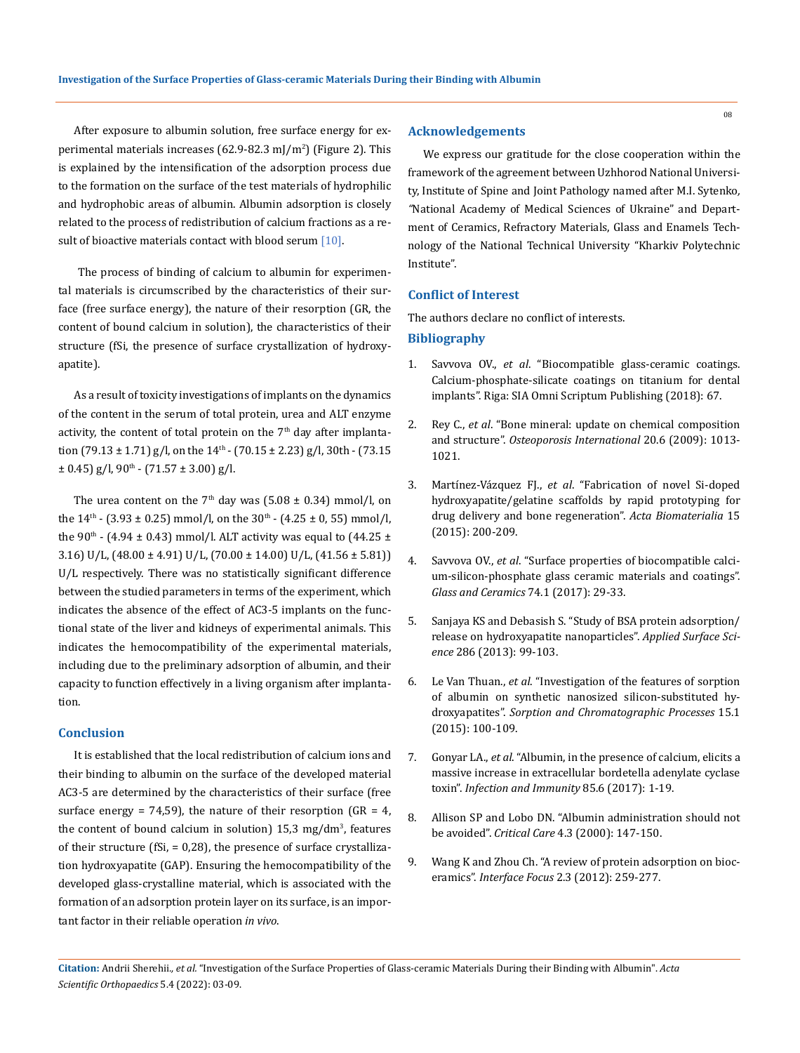After exposure to albumin solution, free surface energy for experimental materials increases (62.9-82.3 mJ/m$^2$) (Figure 2). This is explained by the intensification of the adsorption process due to the formation on the surface of the test materials of hydrophilic and hydrophobic areas of albumin. Albumin adsorption is closely related to the process of redistribution of calcium fractions as a result of bioactive materials contact with blood serum [10].

The process of binding of calcium to albumin for experimental materials is circumscribed by the characteristics of their surface (free surface energy), the nature of their resorption (GR, the content of bound calcium in solution), the characteristics of their structure (fSi, the presence of surface crystallization of hydroxyapatite).

As a result of toxicity investigations of implants on the dynamics of the content in the serum of total protein, urea and ALT enzyme activity, the content of total protein on the 7$^{th}$ day after implantation (79.13 ± 1.71) g/l, on the 14$^{th}$ - (70.15 ± 2.23) g/l, 30th - (73.15 ± 0.45) g/l, 90$^{th}$ - (71.57 ± 3.00) g/l.

The urea content on the 7$^{th}$ day was (5.08 ± 0.34) mmol/l, on the 14$^{th}$ - (3.93 ± 0.25) mmol/l, on the 30$^{th}$ - (4.25 ± 0, 55) mmol/l, the 90$^{th}$ - (4.94 ± 0.43) mmol/l. ALT activity was equal to (44.25 ± 3.16) U/L, (48.00 ± 4.91) U/L, (70.00 ± 14.00) U/L, (41.56 ± 5.81)) U/L respectively. There was no statistically significant difference between the studied parameters in terms of the experiment, which indicates the absence of the effect of AC3-5 implants on the functional state of the liver and kidneys of experimental animals. This indicates the hemocompatibility of the experimental materials, including due to the preliminary adsorption of albumin, and their capacity to function effectively in a living organism after implantation.

## Conclusion

It is established that the local redistribution of calcium ions and their binding to albumin on the surface of the developed material AC3-5 are determined by the characteristics of their surface (free surface energy = 74,59), the nature of their resorption (GR = 4, the content of bound calcium in solution) 15,3 mg/dm$^3$, features of their structure (fSi, = 0,28), the presence of surface crystallization hydroxyapatite (GAP). Ensuring the hemocompatibility of the developed glass-crystalline material, which is associated with the formation of an adsorption protein layer on its surface, is an important factor in their reliable operation *in vivo*.

## Acknowledgements

We express our gratitude for the close cooperation within the framework of the agreement between Uzhhorod National University, Institute of Spine and Joint Pathology named after M.I. Sytenko, "National Academy of Medical Sciences of Ukraine" and Department of Ceramics, Refractory Materials, Glass and Enamels Technology of the National Technical University "Kharkiv Polytechnic Institute".

## Conflict of Interest

The authors declare no conflict of interests.

## Bibliography

1. Savvova OV., *et al*. "Biocompatible glass-ceramic coatings. Calcium-phosphate-silicate coatings on titanium for dental implants". Riga: SIA Omni Scriptum Publishing (2018): 67.
2. Rey C., *et al*. "Bone mineral: update on chemical composition and structure". *Osteoporosis International* 20.6 (2009): 1013-1021.
3. Martínez-Vázquez FJ., *et al*. "Fabrication of novel Si-doped hydroxyapatite/gelatine scaffolds by rapid prototyping for drug delivery and bone regeneration". *Acta Biomaterialia* 15 (2015): 200-209.
4. Savvova OV., *et al*. "Surface properties of biocompatible calcium-silicon-phosphate glass ceramic materials and coatings". *Glass and Ceramics* 74.1 (2017): 29-33.
5. Sanjaya KS and Debasish S. "Study of BSA protein adsorption/release on hydroxyapatite nanoparticles". *Applied Surface Science* 286 (2013): 99-103.
6. Le Van Thuan., *et al*. "Investigation of the features of sorption of albumin on synthetic nanosized silicon-substituted hydroxyapatites". *Sorption and Chromatographic Processes* 15.1 (2015): 100-109.
7. Gonyar LA., *et al*. "Albumin, in the presence of calcium, elicits a massive increase in extracellular bordetella adenylate cyclase toxin". *Infection and Immunity* 85.6 (2017): 1-19.
8. Allison SP and Lobo DN. "Albumin administration should not be avoided". *Critical Care* 4.3 (2000): 147-150.
9. Wang K and Zhou Ch. "A review of protein adsorption on bioceramics". *Interface Focus* 2.3 (2012): 259-277.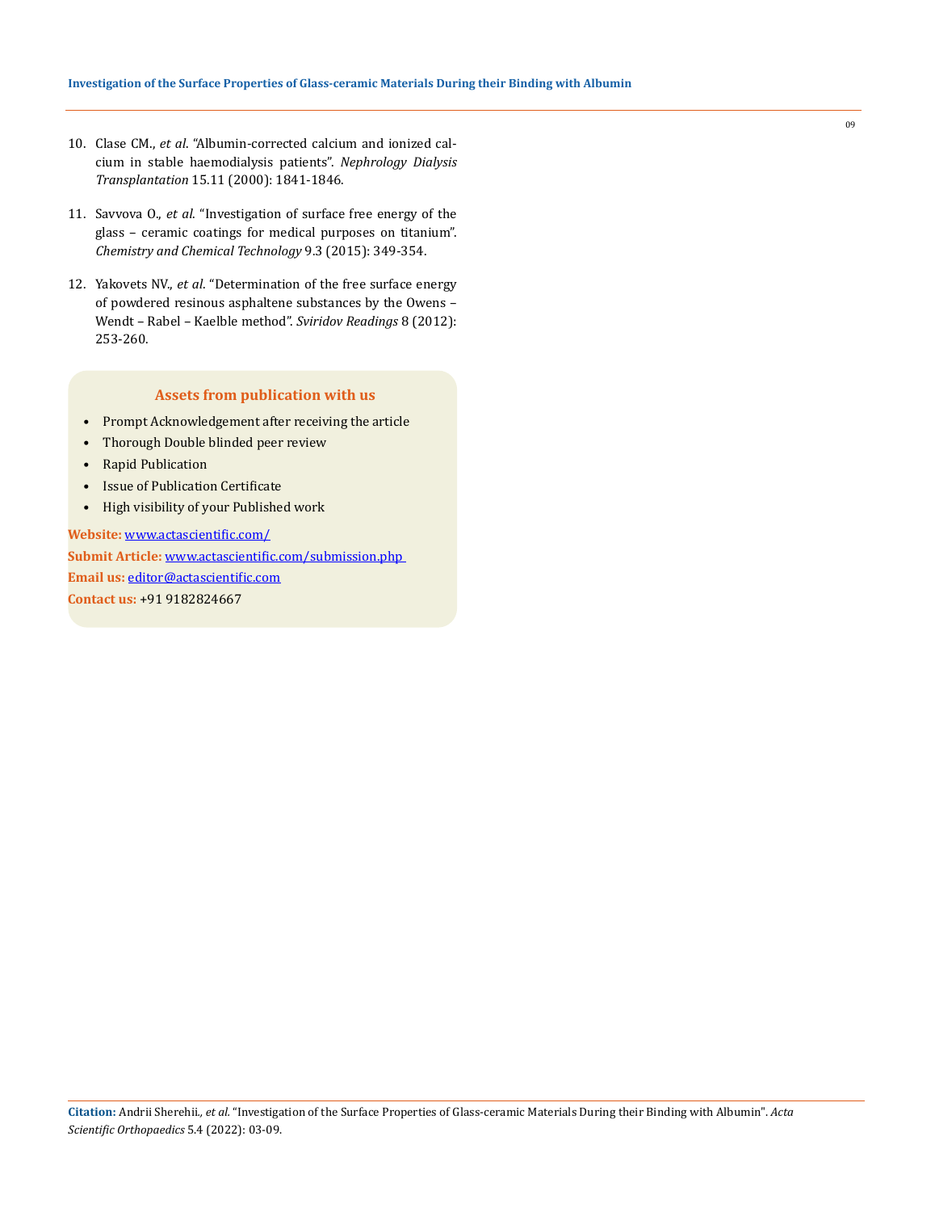10. Clase CM., *et al*. "Albumin-corrected calcium and ionized calcium in stable haemodialysis patients". *Nephrology Dialysis Transplantation* 15.11 (2000): 1841-1846.

11. Savvova O., *et al*. "Investigation of surface free energy of the glass – ceramic coatings for medical purposes on titanium". *Chemistry and Chemical Technology* 9.3 (2015): 349-354.

12. Yakovets NV., *et al*. "Determination of the free surface energy of powdered resinous asphaltene substances by the Owens – Wendt – Rabel – Kaelble method". *Sviridov Readings* 8 (2012): 253-260.

### Assets from publication with us

- Prompt Acknowledgement after receiving the article
- Thorough Double blinded peer review
- Rapid Publication
- Issue of Publication Certificate
- High visibility of your Published work

**Website:** www.actascientific.com/

**Submit Article:** www.actascientific.com/submission.php

**Email us:** editor@actascientific.com

**Contact us:** +91 9182824667